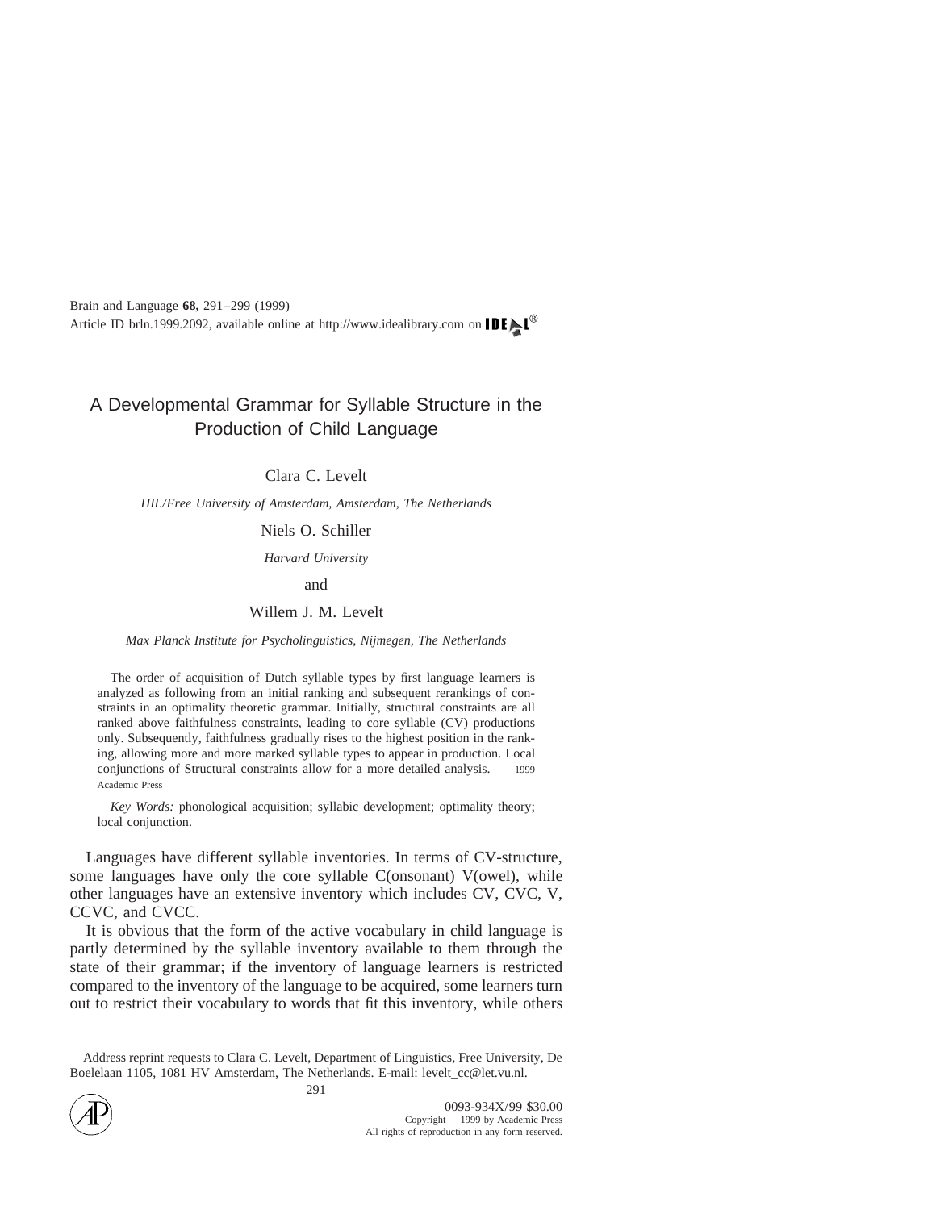# A Developmental Grammar for Syllable Structure in the Production of Child Language

Clara C. Levelt

*HIL/Free University of Amsterdam, Amsterdam, The Netherlands*

Niels O. Schiller

*Harvard University*

and

Willem J. M. Levelt

*Max Planck Institute for Psycholinguistics, Nijmegen, The Netherlands*

The order of acquisition of Dutch syllable types by first language learners is analyzed as following from an initial ranking and subsequent rerankings of constraints in an optimality theoretic grammar. Initially, structural constraints are all ranked above faithfulness constraints, leading to core syllable (CV) productions only. Subsequently, faithfulness gradually rises to the highest position in the ranking, allowing more and more marked syllable types to appear in production. Local conjunctions of Structural constraints allow for a more detailed analysis. 1999 Academic Press

*Key Words:* phonological acquisition; syllabic development; optimality theory; local conjunction.

Languages have different syllable inventories. In terms of CV-structure, some languages have only the core syllable C(onsonant) V(owel), while other languages have an extensive inventory which includes CV, CVC, V, CCVC, and CVCC.

It is obvious that the form of the active vocabulary in child language is partly determined by the syllable inventory available to them through the state of their grammar; if the inventory of language learners is restricted compared to the inventory of the language to be acquired, some learners turn out to restrict their vocabulary to words that fit this inventory, while others

Address reprint requests to Clara C. Levelt, Department of Linguistics, Free University, De Boelelaan 1105, 1081 HV Amsterdam, The Netherlands. E-mail: levelt_cc@let.vu.nl.

0093-934X/99 $30.00
Copyright 1999 by Academic Press
All rights of reproduction in any form reserved.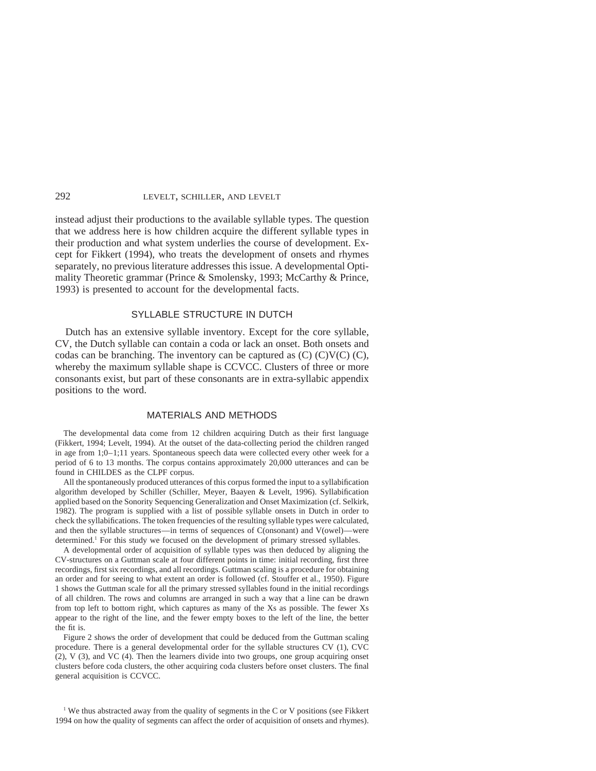instead adjust their productions to the available syllable types. The question that we address here is how children acquire the different syllable types in their production and what system underlies the course of development. Except for Fikkert (1994), who treats the development of onsets and rhymes separately, no previous literature addresses this issue. A developmental Optimality Theoretic grammar (Prince & Smolensky, 1993; McCarthy & Prince, 1993) is presented to account for the developmental facts.

## SYLLABLE STRUCTURE IN DUTCH

Dutch has an extensive syllable inventory. Except for the core syllable, CV, the Dutch syllable can contain a coda or lack an onset. Both onsets and codas can be branching. The inventory can be captured as (C) (C)V(C) (C), whereby the maximum syllable shape is CCVCC. Clusters of three or more consonants exist, but part of these consonants are in extra-syllabic appendix positions to the word.

## MATERIALS AND METHODS

The developmental data come from 12 children acquiring Dutch as their first language (Fikkert, 1994; Levelt, 1994). At the outset of the data-collecting period the children ranged in age from 1;0–1;11 years. Spontaneous speech data were collected every other week for a period of 6 to 13 months. The corpus contains approximately 20,000 utterances and can be found in CHILDES as the CLPF corpus.

All the spontaneously produced utterances of this corpus formed the input to a syllabification algorithm developed by Schiller (Schiller, Meyer, Baayen & Levelt, 1996). Syllabification applied based on the Sonority Sequencing Generalization and Onset Maximization (cf. Selkirk, 1982). The program is supplied with a list of possible syllable onsets in Dutch in order to check the syllabifications. The token frequencies of the resulting syllable types were calculated, and then the syllable structures—in terms of sequences of C(onsonant) and V(owel)—were determined.[1] For this study we focused on the development of primary stressed syllables.

A developmental order of acquisition of syllable types was then deduced by aligning the CV-structures on a Guttman scale at four different points in time: initial recording, first three recordings, first six recordings, and all recordings. Guttman scaling is a procedure for obtaining an order and for seeing to what extent an order is followed (cf. Stouffer et al., 1950). Figure 1 shows the Guttman scale for all the primary stressed syllables found in the initial recordings of all children. The rows and columns are arranged in such a way that a line can be drawn from top left to bottom right, which captures as many of the Xs as possible. The fewer Xs appear to the right of the line, and the fewer empty boxes to the left of the line, the better the fit is.

Figure 2 shows the order of development that could be deduced from the Guttman scaling procedure. There is a general developmental order for the syllable structures CV (1), CVC (2), V (3), and VC (4). Then the learners divide into two groups, one group acquiring onset clusters before coda clusters, the other acquiring coda clusters before onset clusters. The final general acquisition is CCVCC.

[1] We thus abstracted away from the quality of segments in the C or V positions (see Fikkert 1994 on how the quality of segments can affect the order of acquisition of onsets and rhymes).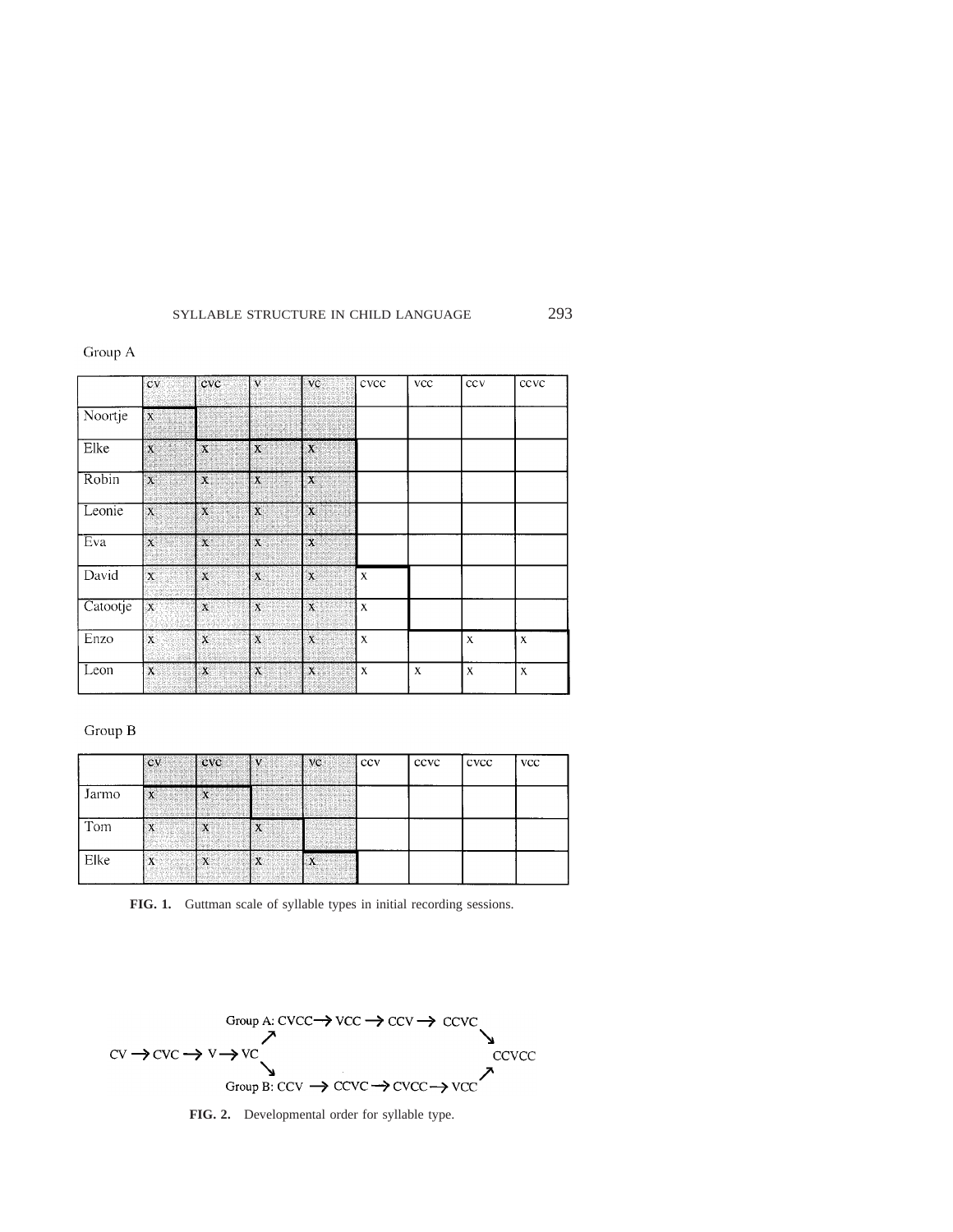Group A

| | cv | cvc | v | vc | cvcc | vcc | ccv | ccvc |
|---|---|---|---|---|---|---|---|---|
| Noortje | x | | | | | | | |
| Elke | x | x | x | x | | | | |
| Robin | x | x | x | x | | | | |
| Leonie | x | x | x | x | | | | |
| Eva | x | x | x | x | | | | |
| David | x | x | x | x | x | | | |
| Catootje | x | x | x | x | x | | | |
| Enzo | x | x | x | x | x | | x | x |
| Leon | x | x | x | x | x | x | x | x |

Group B

| | cv | cvc | v | vc | ccv | ccvc | cvcc | vcc |
|---|---|---|---|---|---|---|---|---|
| Jarmo | x | x | | | | | | |
| Tom | x | x | x | | | | | |
| Elke | x | x | x | x | | | | |

**FIG. 1.** Guttman scale of syllable types in initial recording sessions.

Group A: CVCC → VCC → CCV → CCVC ↘

CV → CVC → V → VC ↗↘ CCVCC

Group B: CCV → CCVC → CVCC → VCC ↗

**FIG. 2.** Developmental order for syllable type.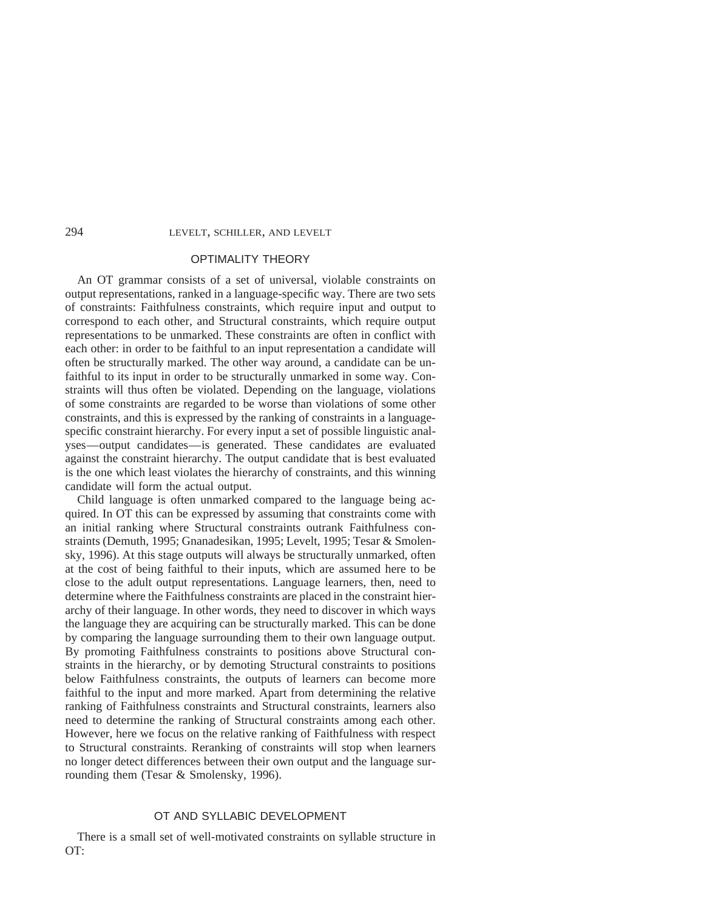## OPTIMALITY THEORY

An OT grammar consists of a set of universal, violable constraints on output representations, ranked in a language-specific way. There are two sets of constraints: Faithfulness constraints, which require input and output to correspond to each other, and Structural constraints, which require output representations to be unmarked. These constraints are often in conflict with each other: in order to be faithful to an input representation a candidate will often be structurally marked. The other way around, a candidate can be unfaithful to its input in order to be structurally unmarked in some way. Constraints will thus often be violated. Depending on the language, violations of some constraints are regarded to be worse than violations of some other constraints, and this is expressed by the ranking of constraints in a language-specific constraint hierarchy. For every input a set of possible linguistic analyses—output candidates—is generated. These candidates are evaluated against the constraint hierarchy. The output candidate that is best evaluated is the one which least violates the hierarchy of constraints, and this winning candidate will form the actual output.

Child language is often unmarked compared to the language being acquired. In OT this can be expressed by assuming that constraints come with an initial ranking where Structural constraints outrank Faithfulness constraints (Demuth, 1995; Gnanadesikan, 1995; Levelt, 1995; Tesar & Smolensky, 1996). At this stage outputs will always be structurally unmarked, often at the cost of being faithful to their inputs, which are assumed here to be close to the adult output representations. Language learners, then, need to determine where the Faithfulness constraints are placed in the constraint hierarchy of their language. In other words, they need to discover in which ways the language they are acquiring can be structurally marked. This can be done by comparing the language surrounding them to their own language output. By promoting Faithfulness constraints to positions above Structural constraints in the hierarchy, or by demoting Structural constraints to positions below Faithfulness constraints, the outputs of learners can become more faithful to the input and more marked. Apart from determining the relative ranking of Faithfulness constraints and Structural constraints, learners also need to determine the ranking of Structural constraints among each other. However, here we focus on the relative ranking of Faithfulness with respect to Structural constraints. Reranking of constraints will stop when learners no longer detect differences between their own output and the language surrounding them (Tesar & Smolensky, 1996).

## OT AND SYLLABIC DEVELOPMENT

There is a small set of well-motivated constraints on syllable structure in OT: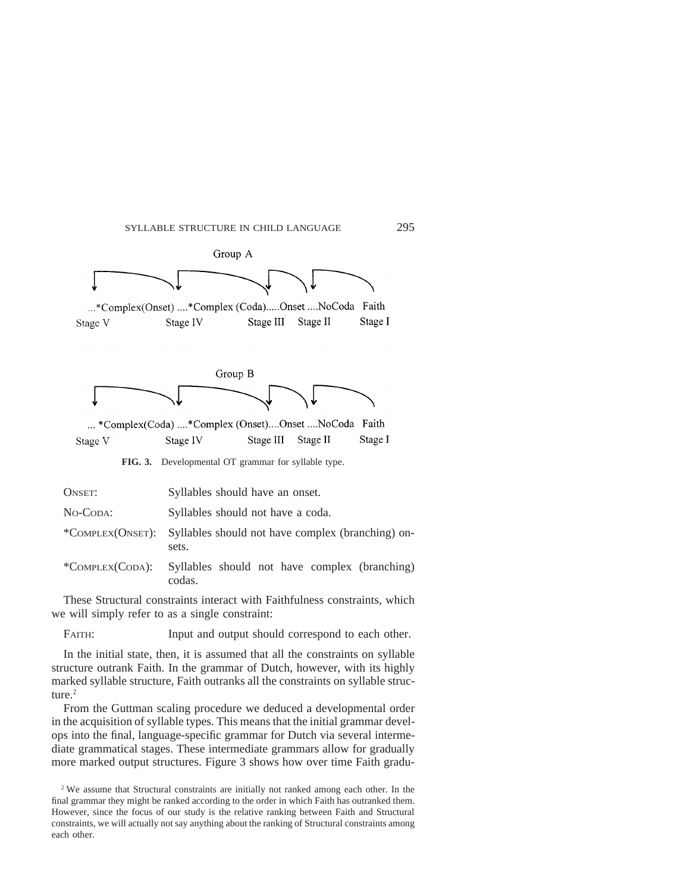Group A

...*Complex(Onset) ....*Complex (Coda).....Onset ....NoCoda Faith

Stage V Stage IV Stage III Stage II Stage I

Group B

... *Complex(Coda) ....*Complex (Onset)....Onset ....NoCoda Faith

Stage V Stage IV Stage III Stage II Stage I

**FIG. 3.** Developmental OT grammar for syllable type.

| | |
|---|---|
| ONSET: | Syllables should have an onset. |
| NO-CODA: | Syllables should not have a coda. |
| *COMPLEX(ONSET): | Syllables should not have complex (branching) onsets. |
| *COMPLEX(CODA): | Syllables should not have complex (branching) codas. |

These Structural constraints interact with Faithfulness constraints, which we will simply refer to as a single constraint:

| | |
|---|---|
| FAITH: | Input and output should correspond to each other. |

In the initial state, then, it is assumed that all the constraints on syllable structure outrank Faith. In the grammar of Dutch, however, with its highly marked syllable structure, Faith outranks all the constraints on syllable structure.[2]

From the Guttman scaling procedure we deduced a developmental order in the acquisition of syllable types. This means that the initial grammar develops into the final, language-specific grammar for Dutch via several intermediate grammatical stages. These intermediate grammars allow for gradually more marked output structures. Figure 3 shows how over time Faith gradu-

[2] We assume that Structural constraints are initially not ranked among each other. In the final grammar they might be ranked according to the order in which Faith has outranked them. However, since the focus of our study is the relative ranking between Faith and Structural constraints, we will actually not say anything about the ranking of Structural constraints among each other.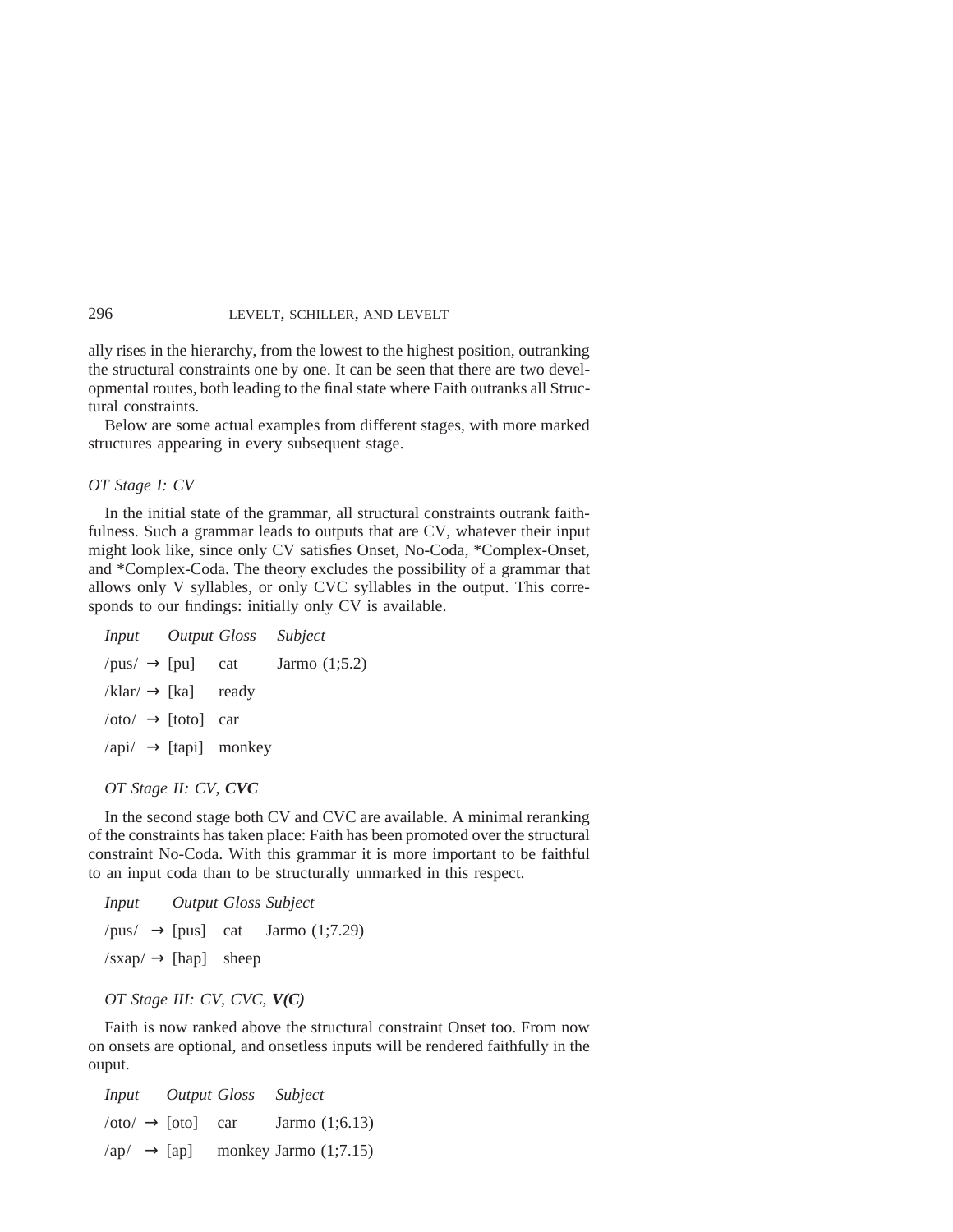ally rises in the hierarchy, from the lowest to the highest position, outranking the structural constraints one by one. It can be seen that there are two developmental routes, both leading to the final state where Faith outranks all Structural constraints.

Below are some actual examples from different stages, with more marked structures appearing in every subsequent stage.

### *OT Stage I: CV*

In the initial state of the grammar, all structural constraints outrank faithfulness. Such a grammar leads to outputs that are CV, whatever their input might look like, since only CV satisfies Onset, No-Coda, *Complex-Onset, and *Complex-Coda. The theory excludes the possibility of a grammar that allows only V syllables, or only CVC syllables in the output. This corresponds to our findings: initially only CV is available.

| *Input* | | *Output* | *Gloss* | *Subject* |
|---|---|---|---|---|
| /pus/ | → | [pu] | cat | Jarmo (1;5.2) |
| /klar/ | → | [ka] | ready | |
| /oto/ | → | [toto] | car | |
| /api/ | → | [tapi] | monkey | |

### *OT Stage II: CV, **CVC***

In the second stage both CV and CVC are available. A minimal reranking of the constraints has taken place: Faith has been promoted over the structural constraint No-Coda. With this grammar it is more important to be faithful to an input coda than to be structurally unmarked in this respect.

| *Input* | | *Output* | *Gloss* | *Subject* |
|---|---|---|---|---|
| /pus/ | → | [pus] | cat | Jarmo (1;7.29) |
| /sxap/ | → | [hap] | sheep | |

### *OT Stage III: CV, CVC, **V(C)***

Faith is now ranked above the structural constraint Onset too. From now on onsets are optional, and onsetless inputs will be rendered faithfully in the ouput.

| *Input* | | *Output* | *Gloss* | *Subject* |
|---|---|---|---|---|
| /oto/ | → | [oto] | car | Jarmo (1;6.13) |
| /ap/ | → | [ap] | monkey | Jarmo (1;7.15) |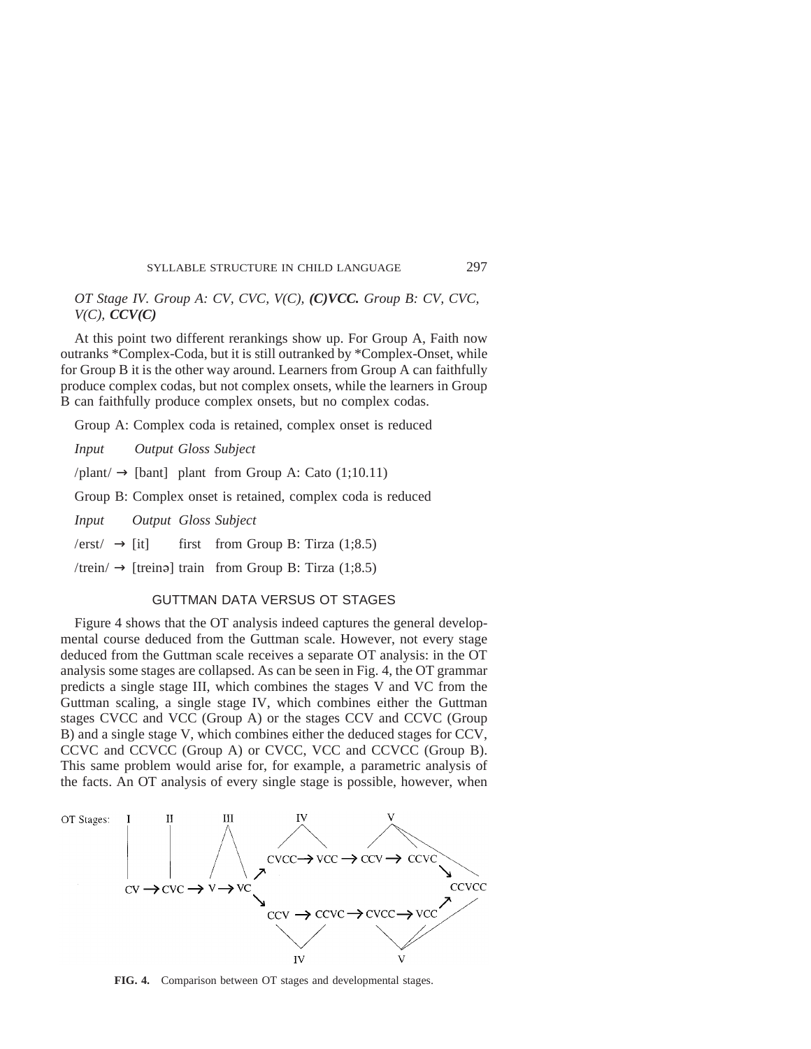*OT Stage IV. Group A: CV, CVC, V(C), **(C)VCC.** Group B: CV, CVC, V(C), **CCV(C)***

At this point two different rerankings show up. For Group A, Faith now outranks *Complex-Coda, but it is still outranked by *Complex-Onset, while for Group B it is the other way around. Learners from Group A can faithfully produce complex codas, but not complex onsets, while the learners in Group B can faithfully produce complex onsets, but no complex codas.

Group A: Complex coda is retained, complex onset is reduced

| *Input* | | *Output* | *Gloss* | *Subject* |
|---|---|---|---|---|
| /plant/ | → | [bant] | plant | from Group A: Cato (1;10.11) |

Group B: Complex onset is retained, complex coda is reduced

| *Input* | | *Output* | *Gloss* | *Subject* |
|---|---|---|---|---|
| /erst/ | → | [it] | first | from Group B: Tirza (1;8.5) |
| /trein/ | → | [treinə] | train | from Group B: Tirza (1;8.5) |

## GUTTMAN DATA VERSUS OT STAGES

Figure 4 shows that the OT analysis indeed captures the general developmental course deduced from the Guttman scale. However, not every stage deduced from the Guttman scale receives a separate OT analysis: in the OT analysis some stages are collapsed. As can be seen in Fig. 4, the OT grammar predicts a single stage III, which combines the stages V and VC from the Guttman scaling, a single stage IV, which combines either the Guttman stages CVCC and VCC (Group A) or the stages CCV and CCVC (Group B) and a single stage V, which combines either the deduced stages for CCV, CCVC and CCVCC (Group A) or CVCC, VCC and CCVCC (Group B). This same problem would arise for, for example, a parametric analysis of the facts. An OT analysis of every single stage is possible, however, when

**FIG. 4.** Comparison between OT stages and developmental stages.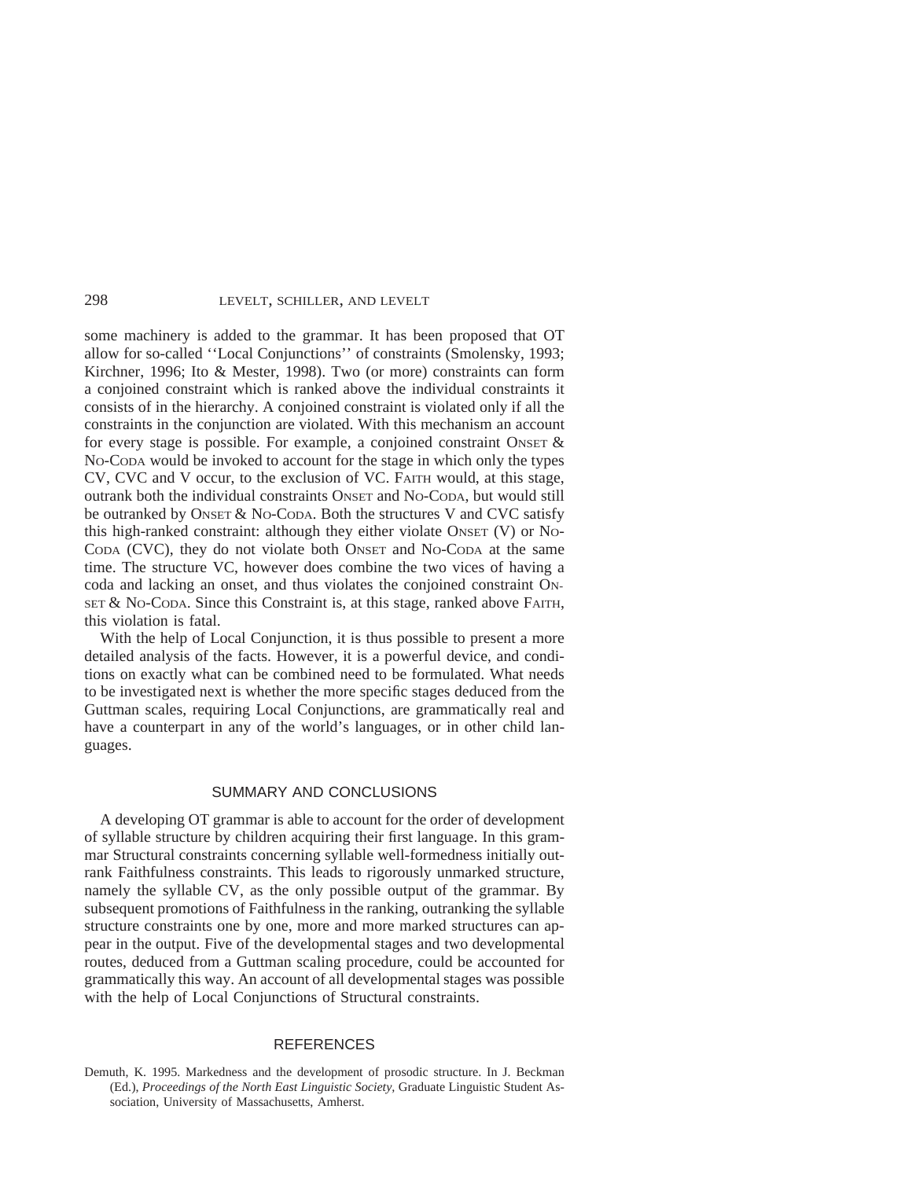some machinery is added to the grammar. It has been proposed that OT allow for so-called ''Local Conjunctions'' of constraints (Smolensky, 1993; Kirchner, 1996; Ito & Mester, 1998). Two (or more) constraints can form a conjoined constraint which is ranked above the individual constraints it consists of in the hierarchy. A conjoined constraint is violated only if all the constraints in the conjunction are violated. With this mechanism an account for every stage is possible. For example, a conjoined constraint ONSET & NO-CODA would be invoked to account for the stage in which only the types CV, CVC and V occur, to the exclusion of VC. FAITH would, at this stage, outrank both the individual constraints ONSET and NO-CODA, but would still be outranked by ONSET & NO-CODA. Both the structures V and CVC satisfy this high-ranked constraint: although they either violate ONSET (V) or NO-CODA (CVC), they do not violate both ONSET and NO-CODA at the same time. The structure VC, however does combine the two vices of having a coda and lacking an onset, and thus violates the conjoined constraint ONSET & NO-CODA. Since this Constraint is, at this stage, ranked above FAITH, this violation is fatal.

With the help of Local Conjunction, it is thus possible to present a more detailed analysis of the facts. However, it is a powerful device, and conditions on exactly what can be combined need to be formulated. What needs to be investigated next is whether the more specific stages deduced from the Guttman scales, requiring Local Conjunctions, are grammatically real and have a counterpart in any of the world's languages, or in other child languages.

## SUMMARY AND CONCLUSIONS

A developing OT grammar is able to account for the order of development of syllable structure by children acquiring their first language. In this grammar Structural constraints concerning syllable well-formedness initially outrank Faithfulness constraints. This leads to rigorously unmarked structure, namely the syllable CV, as the only possible output of the grammar. By subsequent promotions of Faithfulness in the ranking, outranking the syllable structure constraints one by one, more and more marked structures can appear in the output. Five of the developmental stages and two developmental routes, deduced from a Guttman scaling procedure, could be accounted for grammatically this way. An account of all developmental stages was possible with the help of Local Conjunctions of Structural constraints.

## REFERENCES

Demuth, K. 1995. Markedness and the development of prosodic structure. In J. Beckman (Ed.), *Proceedings of the North East Linguistic Society*, Graduate Linguistic Student Association, University of Massachusetts, Amherst.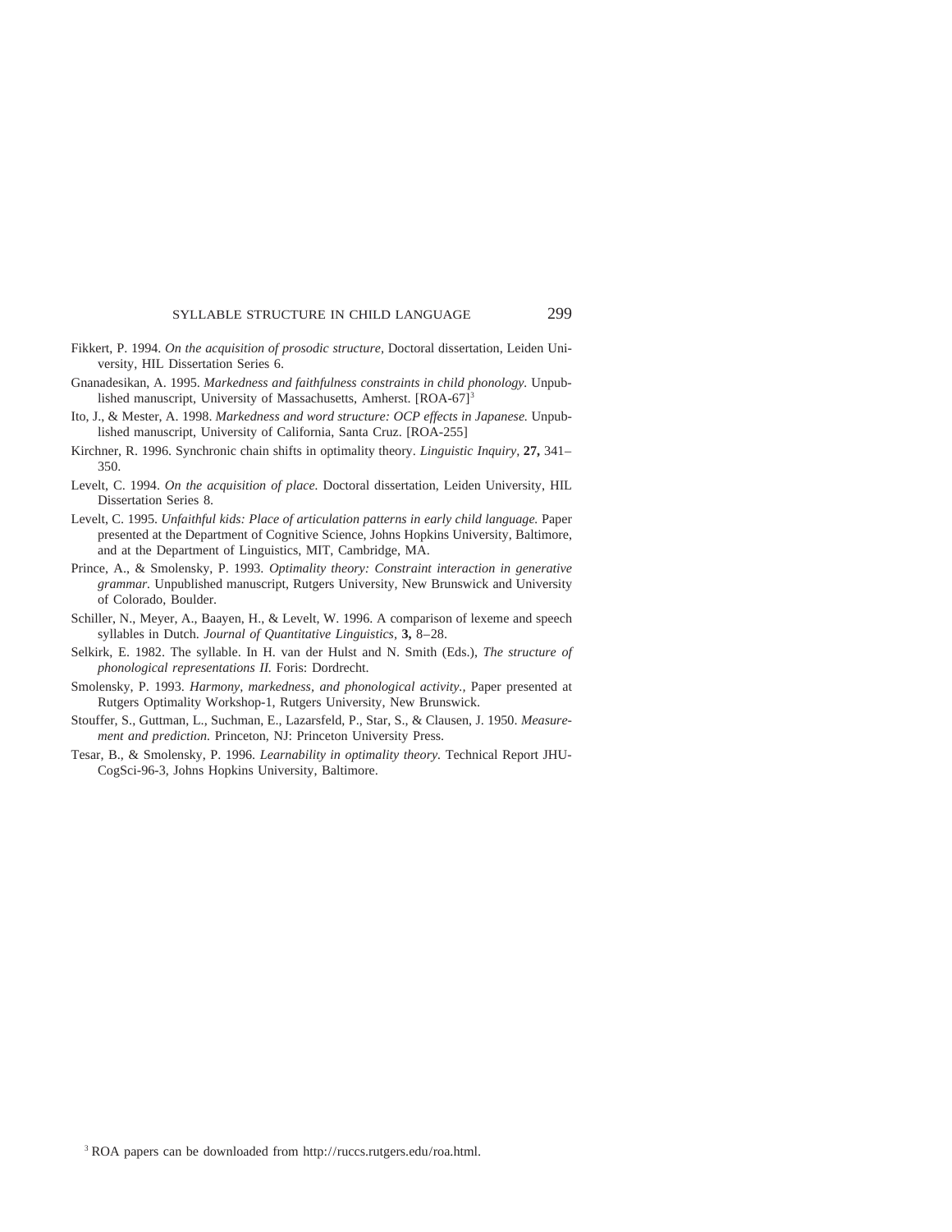Fikkert, P. 1994. *On the acquisition of prosodic structure,* Doctoral dissertation, Leiden University, HIL Dissertation Series 6.

Gnanadesikan, A. 1995. *Markedness and faithfulness constraints in child phonology.* Unpublished manuscript, University of Massachusetts, Amherst. [ROA-67][3]

Ito, J., & Mester, A. 1998. *Markedness and word structure: OCP effects in Japanese.* Unpublished manuscript, University of California, Santa Cruz. [ROA-255]

Kirchner, R. 1996. Synchronic chain shifts in optimality theory. *Linguistic Inquiry,* **27,** 341–350.

Levelt, C. 1994. *On the acquisition of place.* Doctoral dissertation, Leiden University, HIL Dissertation Series 8.

Levelt, C. 1995. *Unfaithful kids: Place of articulation patterns in early child language.* Paper presented at the Department of Cognitive Science, Johns Hopkins University, Baltimore, and at the Department of Linguistics, MIT, Cambridge, MA.

Prince, A., & Smolensky, P. 1993. *Optimality theory: Constraint interaction in generative grammar.* Unpublished manuscript, Rutgers University, New Brunswick and University of Colorado, Boulder.

Schiller, N., Meyer, A., Baayen, H., & Levelt, W. 1996. A comparison of lexeme and speech syllables in Dutch. *Journal of Quantitative Linguistics,* **3,** 8–28.

Selkirk, E. 1982. The syllable. In H. van der Hulst and N. Smith (Eds.), *The structure of phonological representations II.* Foris: Dordrecht.

Smolensky, P. 1993. *Harmony, markedness, and phonological activity.,* Paper presented at Rutgers Optimality Workshop-1, Rutgers University, New Brunswick.

Stouffer, S., Guttman, L., Suchman, E., Lazarsfeld, P., Star, S., & Clausen, J. 1950. *Measurement and prediction.* Princeton, NJ: Princeton University Press.

Tesar, B., & Smolensky, P. 1996. *Learnability in optimality theory.* Technical Report JHU-CogSci-96-3, Johns Hopkins University, Baltimore.

[3] ROA papers can be downloaded from http://ruccs.rutgers.edu/roa.html.